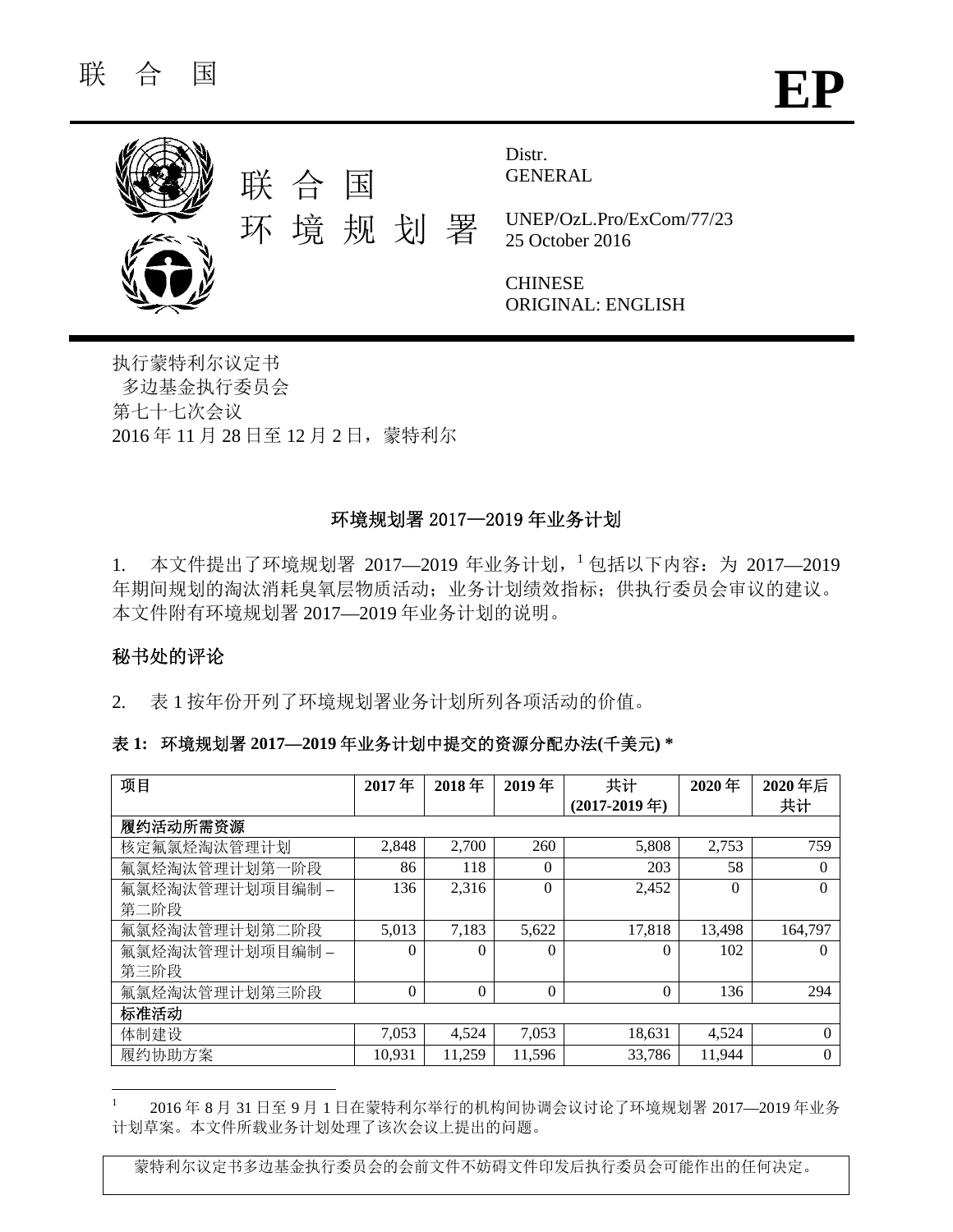联 合 国 **EP**

联 合 国
环 境 规 划 署

Distr.
GENERAL

UNEP/OzL.Pro/ExCom/77/23
25 October 2016

CHINESE
ORIGINAL: ENGLISH

执行蒙特利尔议定书
多边基金执行委员会
第七十七次会议
2016 年 11 月 28 日至 12 月 2 日，蒙特利尔

## 环境规划署 2017—2019 年业务计划

1. 本文件提出了环境规划署 2017—2019 年业务计划，[1] 包括以下内容：为 2017—2019 年期间规划的淘汰消耗臭氧层物质活动；业务计划绩效指标；供执行委员会审议的建议。本文件附有环境规划署 2017—2019 年业务计划的说明。

### 秘书处的评论

2. 表 1 按年份开列了环境规划署业务计划所列各项活动的价值。

**表 1: 环境规划署 2017—2019 年业务计划中提交的资源分配办法(千美元) \***

| 项目 | 2017 年 | 2018 年 | 2019 年 | 共计 (2017-2019 年) | 2020 年 | 2020 年后共计 |
|---|---|---|---|---|---|---|
| **履约活动所需资源** | | | | | | |
| 核定氟氯烃淘汰管理计划 | 2,848 | 2,700 | 260 | 5,808 | 2,753 | 759 |
| 氟氯烃淘汰管理计划第一阶段 | 86 | 118 | 0 | 203 | 58 | 0 |
| 氟氯烃淘汰管理计划项目编制 – 第二阶段 | 136 | 2,316 | 0 | 2,452 | 0 | 0 |
| 氟氯烃淘汰管理计划第二阶段 | 5,013 | 7,183 | 5,622 | 17,818 | 13,498 | 164,797 |
| 氟氯烃淘汰管理计划项目编制 – 第三阶段 | 0 | 0 | 0 | 0 | 102 | 0 |
| 氟氯烃淘汰管理计划第三阶段 | 0 | 0 | 0 | 0 | 136 | 294 |
| **标准活动** | | | | | | |
| 体制建设 | 7,053 | 4,524 | 7,053 | 18,631 | 4,524 | 0 |
| 履约协助方案 | 10,931 | 11,259 | 11,596 | 33,786 | 11,944 | 0 |

[1] 2016 年 8 月 31 日至 9 月 1 日在蒙特利尔举行的机构间协调会议讨论了环境规划署 2017—2019 年业务计划草案。本文件所载业务计划处理了该次会议上提出的问题。

蒙特利尔议定书多边基金执行委员会的会前文件不妨碍文件印发后执行委员会可能作出的任何决定。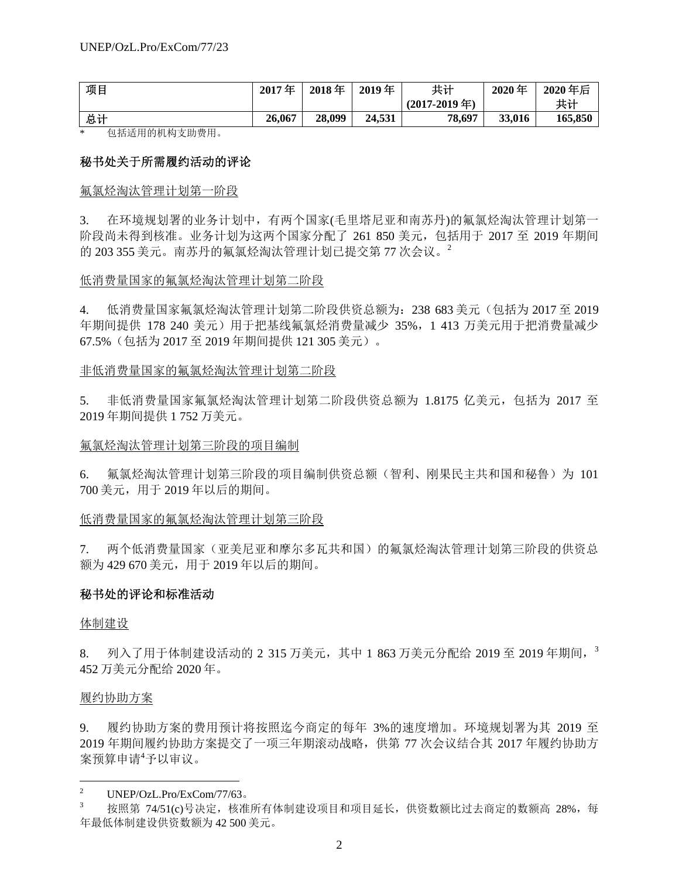| 项目 | 2017 年 | 2018 年 | 2019 年 | 共计 (2017-2019 年) | 2020 年 | 2020 年后共计 |
|---|---|---|---|---|---|---|
| 总计 | 26,067 | 28,099 | 24,531 | 78,697 | 33,016 | 165,850 |

\* 包括适用的机构支助费用。

**秘书处关于所需履约活动的评论**

氟氯烃淘汰管理计划第一阶段

3. 在环境规划署的业务计划中，有两个国家(毛里塔尼亚和南苏丹)的氟氯烃淘汰管理计划第一阶段尚未得到核准。业务计划为这两个国家分配了 261 850 美元，包括用于 2017 至 2019 年期间的 203 355 美元。南苏丹的氟氯烃淘汰管理计划已提交第 77 次会议。[2]

低消费量国家的氟氯烃淘汰管理计划第二阶段

4. 低消费量国家氟氯烃淘汰管理计划第二阶段供资总额为：238 683 美元（包括为 2017 至 2019 年期间提供 178 240 美元）用于把基线氟氯烃消费量减少 35%，1 413 万美元用于把消费量减少 67.5%（包括为 2017 至 2019 年期间提供 121 305 美元）。

非低消费量国家的氟氯烃淘汰管理计划第二阶段

5. 非低消费量国家氟氯烃淘汰管理计划第二阶段供资总额为 1.8175 亿美元，包括为 2017 至 2019 年期间提供 1 752 万美元。

氟氯烃淘汰管理计划第三阶段的项目编制

6. 氟氯烃淘汰管理计划第三阶段的项目编制供资总额（智利、刚果民主共和国和秘鲁）为 101 700 美元，用于 2019 年以后的期间。

低消费量国家的氟氯烃淘汰管理计划第三阶段

7. 两个低消费量国家（亚美尼亚和摩尔多瓦共和国）的氟氯烃淘汰管理计划第三阶段的供资总额为 429 670 美元，用于 2019 年以后的期间。

**秘书处的评论和标准活动**

体制建设

8. 列入了用于体制建设活动的 2 315 万美元，其中 1 863 万美元分配给 2019 至 2019 年期间，[3] 452 万美元分配给 2020 年。

履约协助方案

9. 履约协助方案的费用预计将按照迄今商定的每年 3%的速度增加。环境规划署为其 2019 至 2019 年期间履约协助方案提交了一项三年期滚动战略，供第 77 次会议结合其 2017 年履约协助方案预算申请[4]予以审议。

---

[2] UNEP/OzL.Pro/ExCom/77/63。

[3] 按照第 74/51(c)号决定，核准所有体制建设项目和项目延长，供资数额比过去商定的数额高 28%，每年最低体制建设供资数额为 42 500 美元。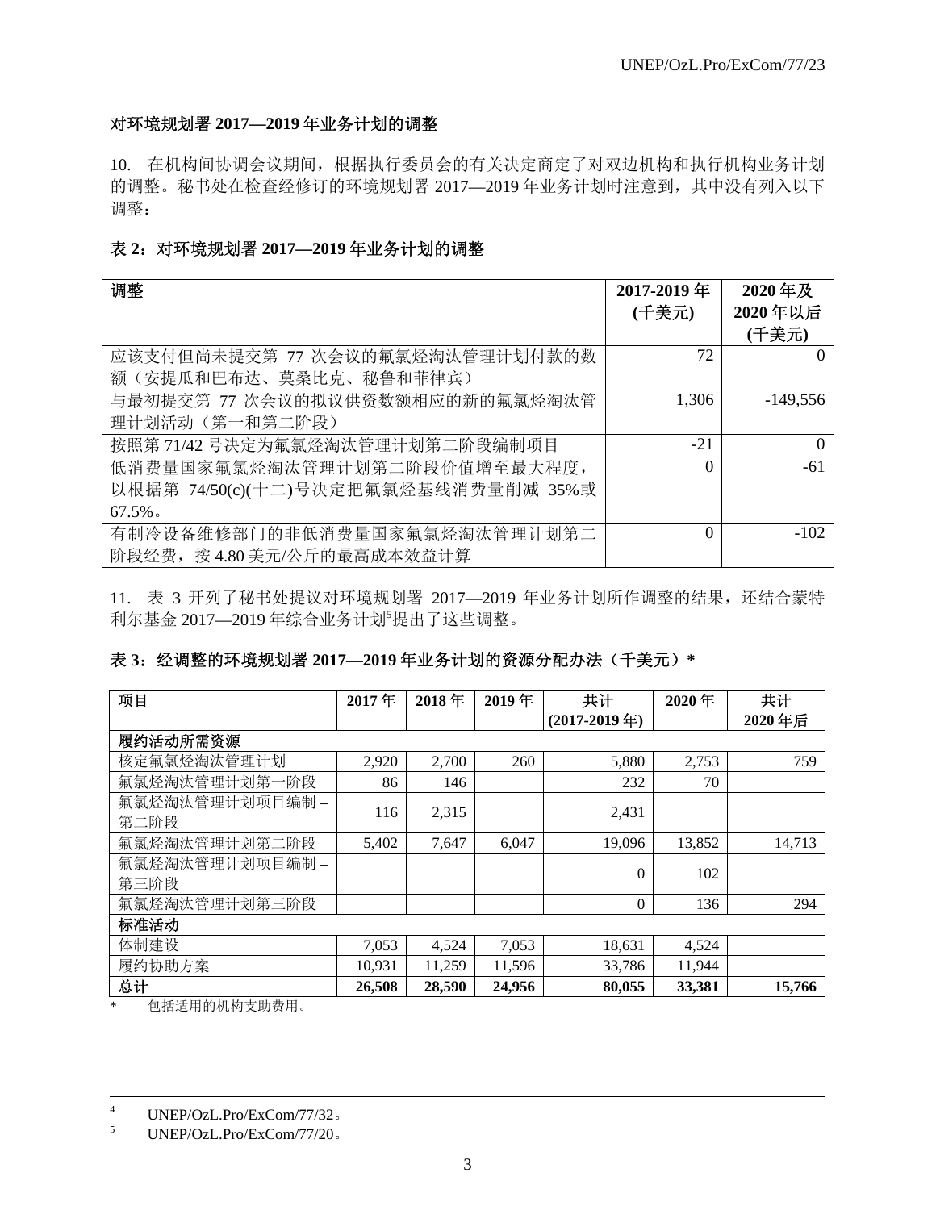### 对环境规划署 2017—2019 年业务计划的调整

10. 在机构间协调会议期间，根据执行委员会的有关决定商定了对双边机构和执行机构业务计划的调整。秘书处在检查经修订的环境规划署 2017—2019 年业务计划时注意到，其中没有列入以下调整：

**表 2：对环境规划署 2017—2019 年业务计划的调整**

| 调整 | 2017-2019 年 (千美元) | 2020 年及 2020 年以后 (千美元) |
|---|---|---|
| 应该支付但尚未提交第 77 次会议的氟氯烃淘汰管理计划付款的数额（安提瓜和巴布达、莫桑比克、秘鲁和菲律宾） | 72 | 0 |
| 与最初提交第 77 次会议的拟议供资数额相应的新的氟氯烃淘汰管理计划活动（第一和第二阶段） | 1,306 | -149,556 |
| 按照第 71/42 号决定为氟氯烃淘汰管理计划第二阶段编制项目 | -21 | 0 |
| 低消费量国家氟氯烃淘汰管理计划第二阶段价值增至最大程度，以根据第 74/50(c)(十二)号决定把氟氯烃基线消费量削减 35%或 67.5%。 | 0 | -61 |
| 有制冷设备维修部门的非低消费量国家氟氯烃淘汰管理计划第二阶段经费，按 4.80 美元/公斤的最高成本效益计算 | 0 | -102 |

11. 表 3 开列了秘书处提议对环境规划署 2017—2019 年业务计划所作调整的结果，还结合蒙特利尔基金 2017—2019 年综合业务计划[5]提出了这些调整。

**表 3：经调整的环境规划署 2017—2019 年业务计划的资源分配办法（千美元）***

| 项目 | 2017 年 | 2018 年 | 2019 年 | 共计 (2017-2019 年) | 2020 年 | 共计 2020 年后 |
|---|---|---|---|---|---|---|
| **履约活动所需资源** | | | | | | |
| 核定氟氯烃淘汰管理计划 | 2,920 | 2,700 | 260 | 5,880 | 2,753 | 759 |
| 氟氯烃淘汰管理计划第一阶段 | 86 | 146 | | 232 | 70 | |
| 氟氯烃淘汰管理计划项目编制 – 第二阶段 | 116 | 2,315 | | 2,431 | | |
| 氟氯烃淘汰管理计划第二阶段 | 5,402 | 7,647 | 6,047 | 19,096 | 13,852 | 14,713 |
| 氟氯烃淘汰管理计划项目编制 – 第三阶段 | | | | 0 | 102 | |
| 氟氯烃淘汰管理计划第三阶段 | | | | 0 | 136 | 294 |
| **标准活动** | | | | | | |
| 体制建设 | 7,053 | 4,524 | 7,053 | 18,631 | 4,524 | |
| 履约协助方案 | 10,931 | 11,259 | 11,596 | 33,786 | 11,944 | |
| **总计** | **26,508** | **28,590** | **24,956** | **80,055** | **33,381** | **15,766** |

\* 包括适用的机构支助费用。

---

[4] UNEP/OzL.Pro/ExCom/77/32。

[5] UNEP/OzL.Pro/ExCom/77/20。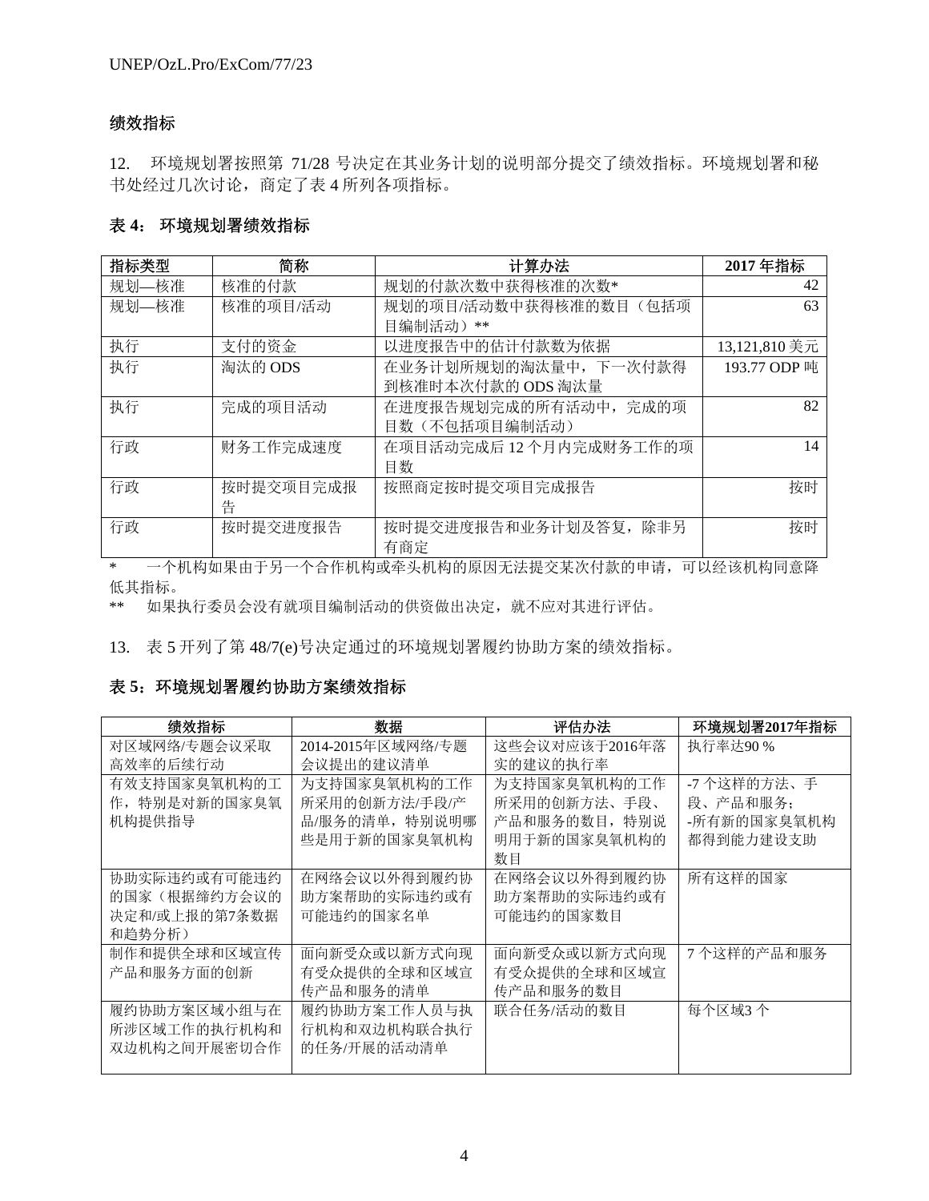### 绩效指标

12. 环境规划署按照第 71/28 号决定在其业务计划的说明部分提交了绩效指标。环境规划署和秘书处经过几次讨论，商定了表 4 所列各项指标。

**表 4： 环境规划署绩效指标**

| 指标类型 | 简称 | 计算办法 | 2017 年指标 |
|---|---|---|---|
| 规划—核准 | 核准的付款 | 规划的付款次数中获得核准的次数* | 42 |
| 规划—核准 | 核准的项目/活动 | 规划的项目/活动数中获得核准的数目（包括项目编制活动）** | 63 |
| 执行 | 支付的资金 | 以进度报告中的估计付款数为依据 | 13,121,810 美元 |
| 执行 | 淘汰的 ODS | 在业务计划所规划的淘汰量中，下一次付款得到核准时本次付款的 ODS 淘汰量 | 193.77 ODP 吨 |
| 执行 | 完成的项目活动 | 在进度报告规划完成的所有活动中，完成的项目数（不包括项目编制活动） | 82 |
| 行政 | 财务工作完成速度 | 在项目活动完成后 12 个月内完成财务工作的项目数 | 14 |
| 行政 | 按时提交项目完成报告 | 按照商定按时提交项目完成报告 | 按时 |
| 行政 | 按时提交进度报告 | 按时提交进度报告和业务计划及答复，除非另有商定 | 按时 |

\* 一个机构如果由于另一个合作机构或牵头机构的原因无法提交某次付款的申请，可以经该机构同意降低其指标。

\*\* 如果执行委员会没有就项目编制活动的供资做出决定，就不应对其进行评估。

13. 表 5 开列了第 48/7(e)号决定通过的环境规划署履约协助方案的绩效指标。

**表 5：环境规划署履约协助方案绩效指标**

| 绩效指标 | 数据 | 评估办法 | 环境规划署2017年指标 |
|---|---|---|---|
| 对区域网络/专题会议采取高效率的后续行动 | 2014-2015年区域网络/专题会议提出的建议清单 | 这些会议对应该于2016年落实的建议的执行率 | 执行率达90 % |
| 有效支持国家臭氧机构的工作，特别是对新的国家臭氧机构提供指导 | 为支持国家臭氧机构的工作所采用的创新方法/手段/产品/服务的清单，特别说明哪些是用于新的国家臭氧机构 | 为支持国家臭氧机构的工作所采用的创新方法、手段、产品和服务的数目，特别说明用于新的国家臭氧机构的数目 | -7 个这样的方法、手段、产品和服务；<br>-所有新的国家臭氧机构都得到能力建设支助 |
| 协助实际违约或有可能违约的国家（根据缔约方会议的决定和/或上报的第7条数据和趋势分析） | 在网络会议以外得到履约协助方案帮助的实际违约或有可能违约的国家名单 | 在网络会议以外得到履约协助方案帮助的实际违约或有可能违约的国家数目 | 所有这样的国家 |
| 制作和提供全球和区域宣传产品和服务方面的创新 | 面向新受众或以新方式向现有受众提供的全球和区域宣传产品和服务的清单 | 面向新受众或以新方式向现有受众提供的全球和区域宣传产品和服务的数目 | 7 个这样的产品和服务 |
| 履约协助方案区域小组与在所涉区域工作的执行机构和双边机构之间开展密切合作 | 履约协助方案工作人员与执行机构和双边机构联合执行的任务/开展的活动清单 | 联合任务/活动的数目 | 每个区域3 个 |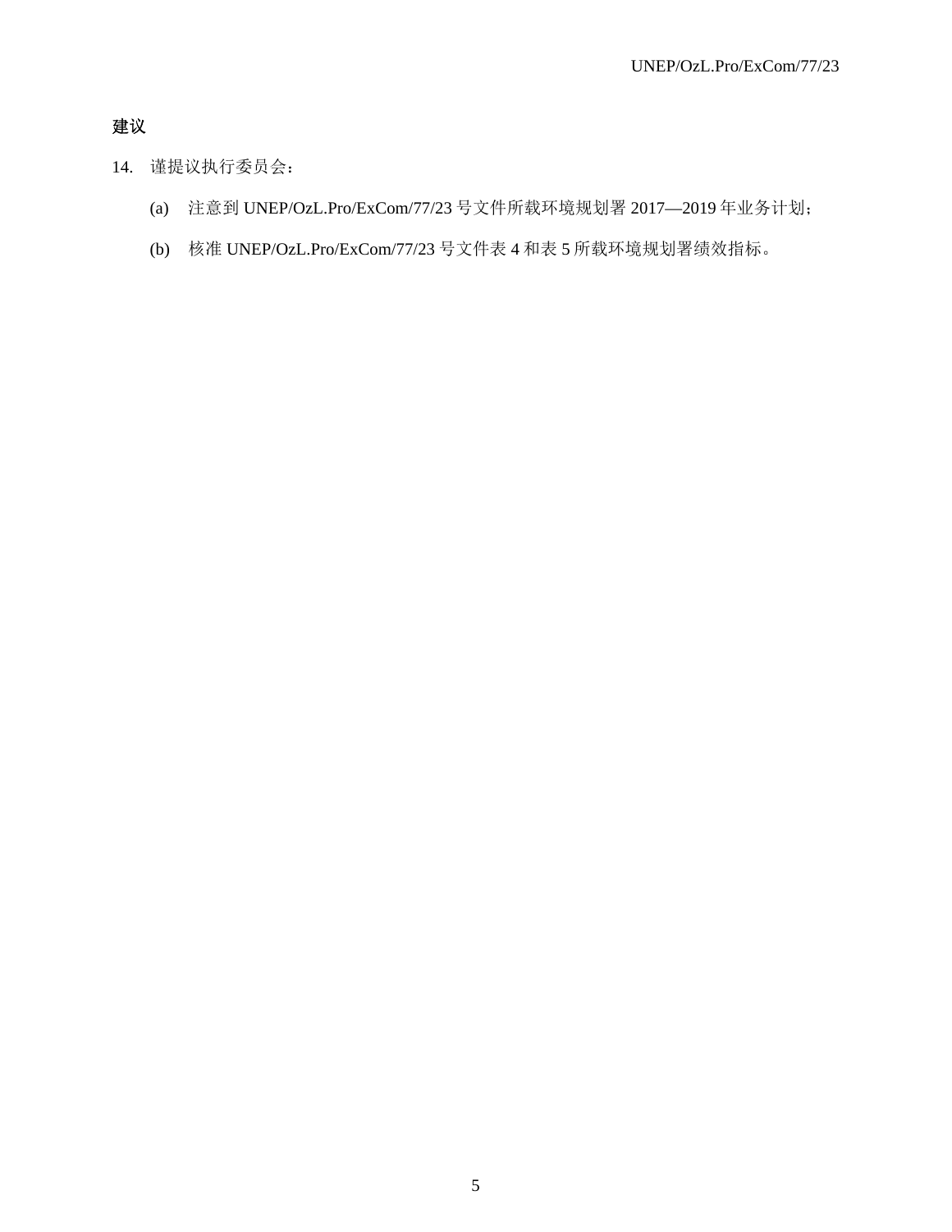## 建议

14. 谨提议执行委员会：

    (a) 注意到 UNEP/OzL.Pro/ExCom/77/23 号文件所载环境规划署 2017—2019 年业务计划；

    (b) 核准 UNEP/OzL.Pro/ExCom/77/23 号文件表 4 和表 5 所载环境规划署绩效指标。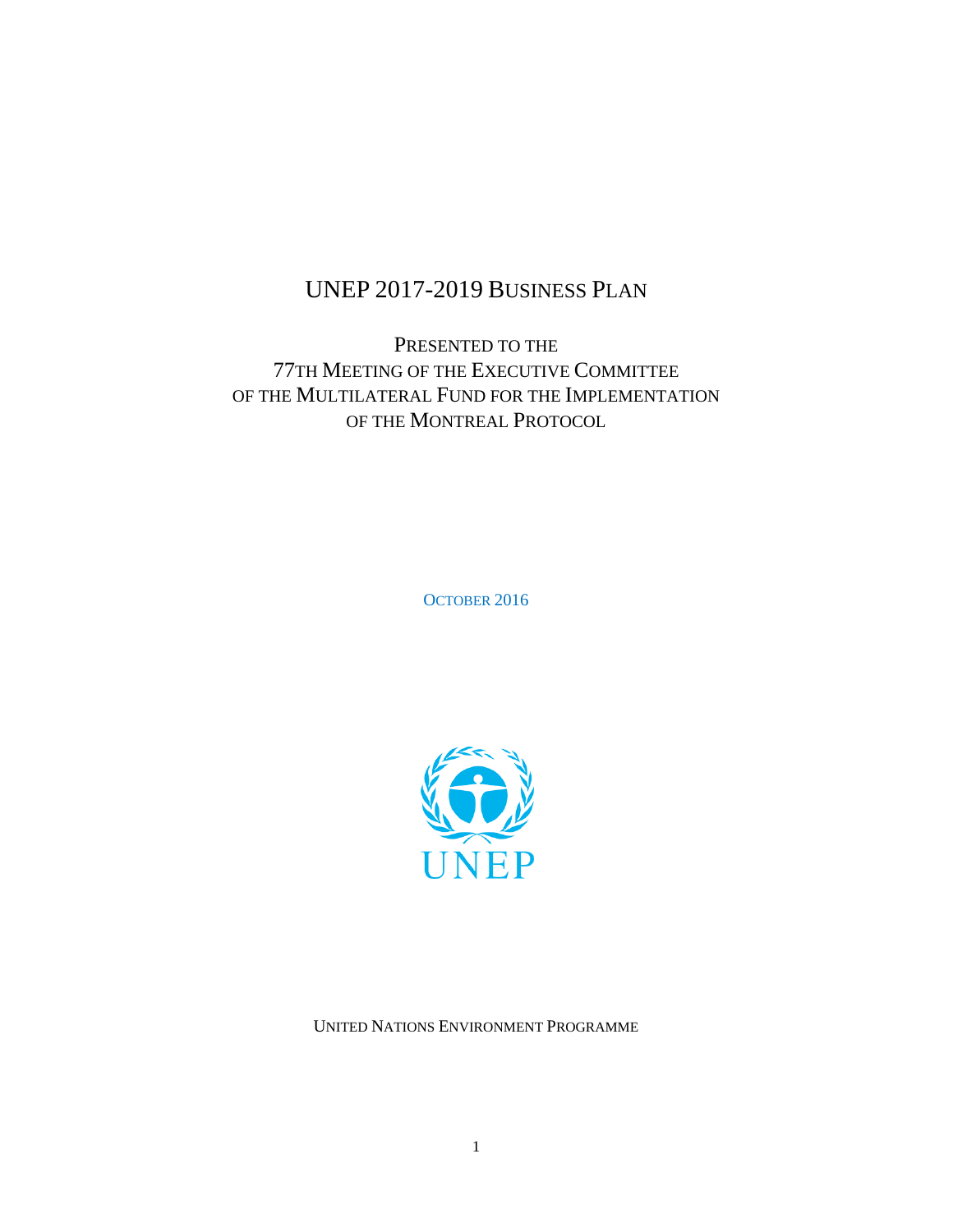# UNEP 2017-2019 BUSINESS PLAN

PRESENTED TO THE
77TH MEETING OF THE EXECUTIVE COMMITTEE
OF THE MULTILATERAL FUND FOR THE IMPLEMENTATION
OF THE MONTREAL PROTOCOL

OCTOBER 2016

UNITED NATIONS ENVIRONMENT PROGRAMME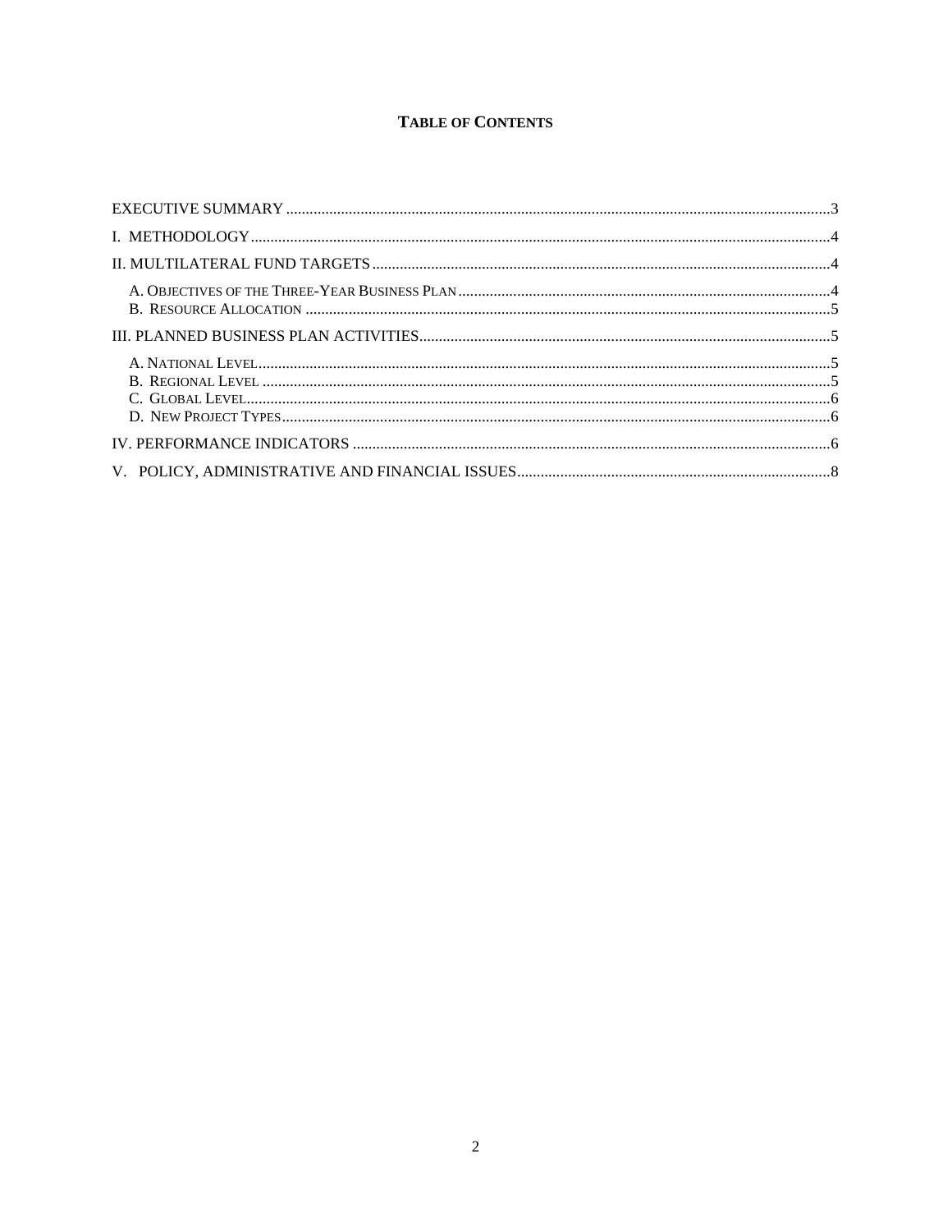**TABLE OF CONTENTS**

EXECUTIVE SUMMARY ........................................................................................................................3

I. METHODOLOGY...............................................................................................................................4

II. MULTILATERAL FUND TARGETS ..................................................................................................4

- A. OBJECTIVES OF THE THREE-YEAR BUSINESS PLAN ..............................................................................4
- B. RESOURCE ALLOCATION ....................................................................................................................5

III. PLANNED BUSINESS PLAN ACTIVITIES.......................................................................................5

- A. NATIONAL LEVEL.................................................................................................................................5
- B. REGIONAL LEVEL ................................................................................................................................5
- C. GLOBAL LEVEL.....................................................................................................................................6
- D. NEW PROJECT TYPES...........................................................................................................................6

IV. PERFORMANCE INDICATORS .........................................................................................................6

V. POLICY, ADMINISTRATIVE AND FINANCIAL ISSUES...............................................................................8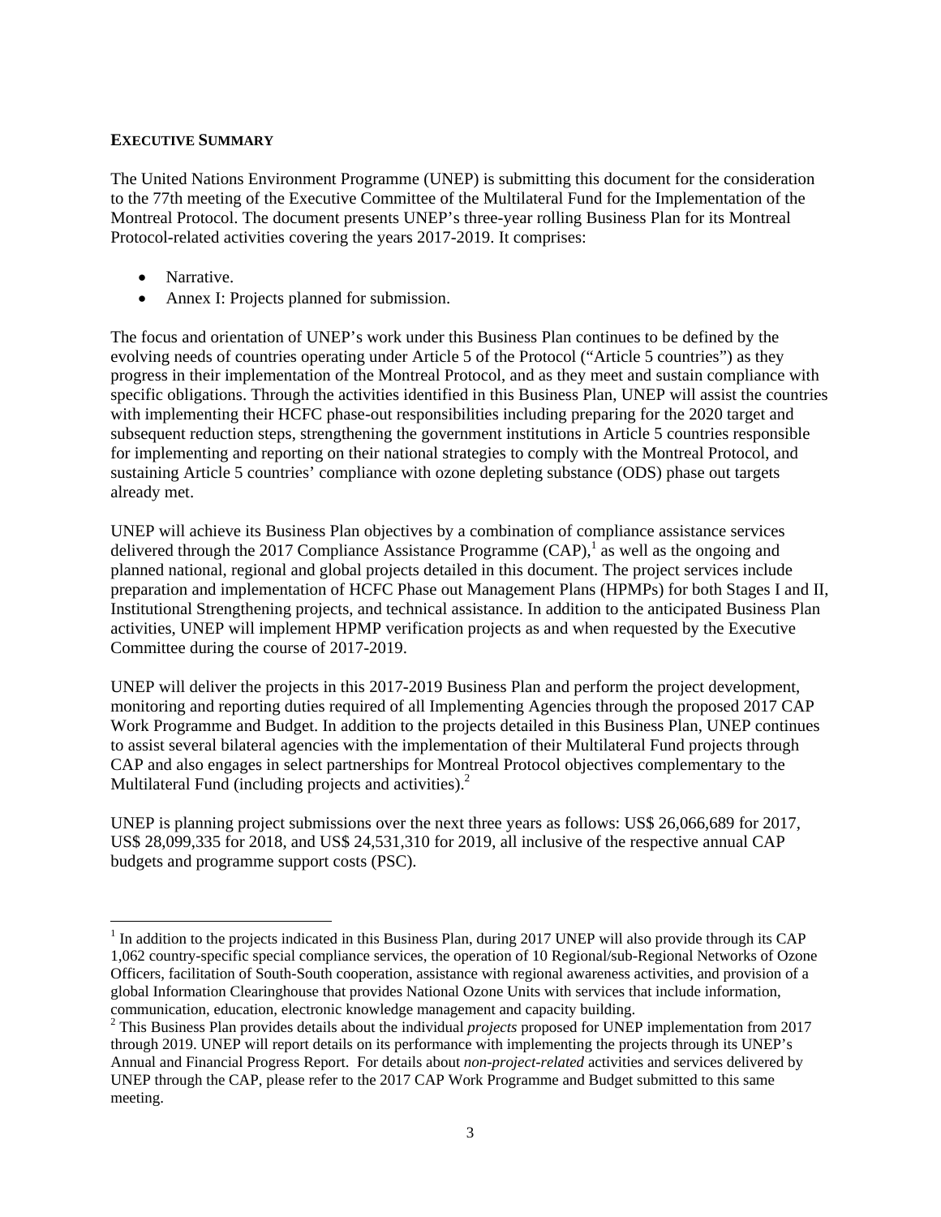**EXECUTIVE SUMMARY**

The United Nations Environment Programme (UNEP) is submitting this document for the consideration to the 77th meeting of the Executive Committee of the Multilateral Fund for the Implementation of the Montreal Protocol. The document presents UNEP's three-year rolling Business Plan for its Montreal Protocol-related activities covering the years 2017-2019. It comprises:

- Narrative.
- Annex I: Projects planned for submission.

The focus and orientation of UNEP's work under this Business Plan continues to be defined by the evolving needs of countries operating under Article 5 of the Protocol ("Article 5 countries") as they progress in their implementation of the Montreal Protocol, and as they meet and sustain compliance with specific obligations. Through the activities identified in this Business Plan, UNEP will assist the countries with implementing their HCFC phase-out responsibilities including preparing for the 2020 target and subsequent reduction steps, strengthening the government institutions in Article 5 countries responsible for implementing and reporting on their national strategies to comply with the Montreal Protocol, and sustaining Article 5 countries' compliance with ozone depleting substance (ODS) phase out targets already met.

UNEP will achieve its Business Plan objectives by a combination of compliance assistance services delivered through the 2017 Compliance Assistance Programme (CAP),[1] as well as the ongoing and planned national, regional and global projects detailed in this document. The project services include preparation and implementation of HCFC Phase out Management Plans (HPMPs) for both Stages I and II, Institutional Strengthening projects, and technical assistance. In addition to the anticipated Business Plan activities, UNEP will implement HPMP verification projects as and when requested by the Executive Committee during the course of 2017-2019.

UNEP will deliver the projects in this 2017-2019 Business Plan and perform the project development, monitoring and reporting duties required of all Implementing Agencies through the proposed 2017 CAP Work Programme and Budget. In addition to the projects detailed in this Business Plan, UNEP continues to assist several bilateral agencies with the implementation of their Multilateral Fund projects through CAP and also engages in select partnerships for Montreal Protocol objectives complementary to the Multilateral Fund (including projects and activities).[2]

UNEP is planning project submissions over the next three years as follows: US$ 26,066,689 for 2017, US$ 28,099,335 for 2018, and US$ 24,531,310 for 2019, all inclusive of the respective annual CAP budgets and programme support costs (PSC).

---

[1] In addition to the projects indicated in this Business Plan, during 2017 UNEP will also provide through its CAP 1,062 country-specific special compliance services, the operation of 10 Regional/sub-Regional Networks of Ozone Officers, facilitation of South-South cooperation, assistance with regional awareness activities, and provision of a global Information Clearinghouse that provides National Ozone Units with services that include information, communication, education, electronic knowledge management and capacity building.

[2] This Business Plan provides details about the individual *projects* proposed for UNEP implementation from 2017 through 2019. UNEP will report details on its performance with implementing the projects through its UNEP's Annual and Financial Progress Report. For details about *non-project-related* activities and services delivered by UNEP through the CAP, please refer to the 2017 CAP Work Programme and Budget submitted to this same meeting.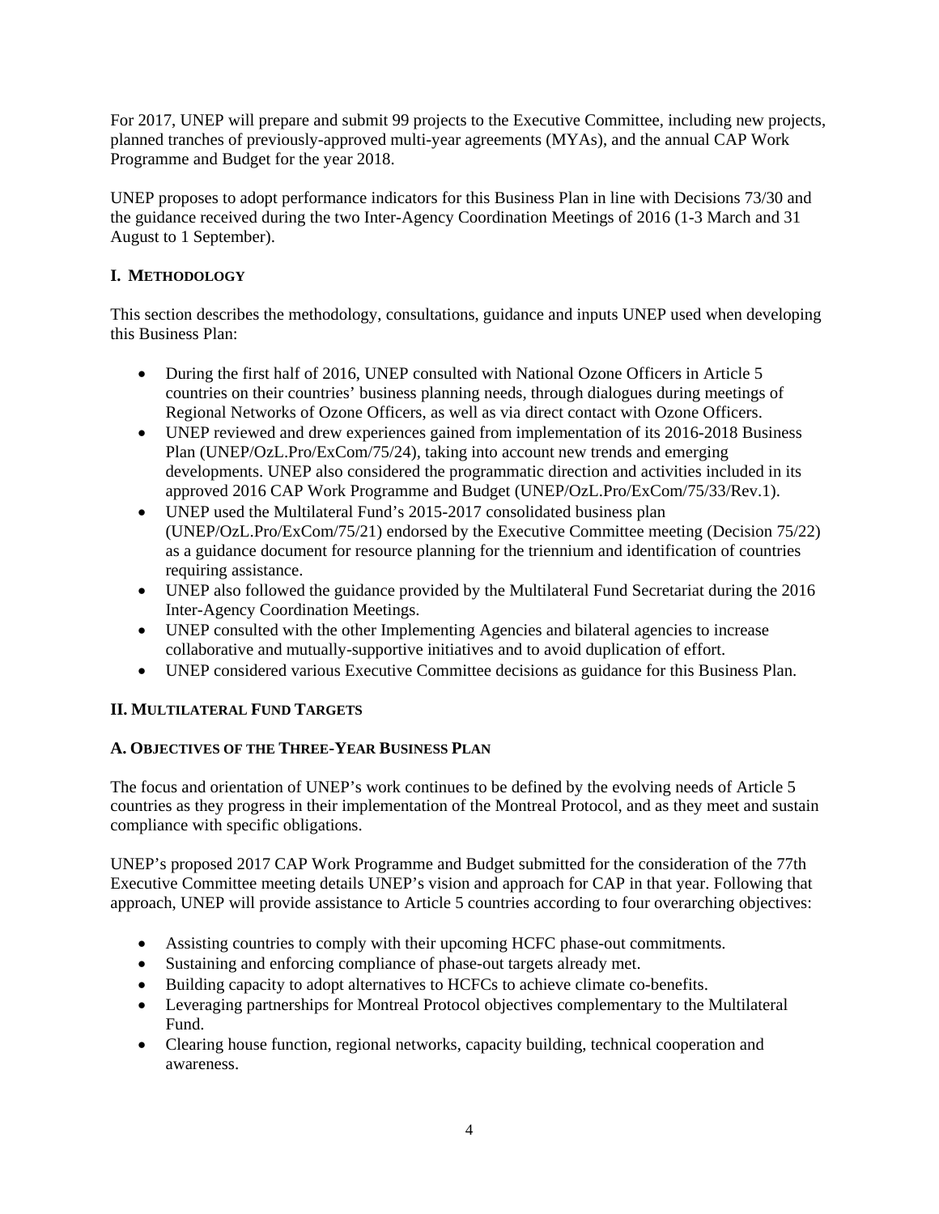For 2017, UNEP will prepare and submit 99 projects to the Executive Committee, including new projects, planned tranches of previously-approved multi-year agreements (MYAs), and the annual CAP Work Programme and Budget for the year 2018.

UNEP proposes to adopt performance indicators for this Business Plan in line with Decisions 73/30 and the guidance received during the two Inter-Agency Coordination Meetings of 2016 (1-3 March and 31 August to 1 September).

## I. METHODOLOGY

This section describes the methodology, consultations, guidance and inputs UNEP used when developing this Business Plan:

- During the first half of 2016, UNEP consulted with National Ozone Officers in Article 5 countries on their countries' business planning needs, through dialogues during meetings of Regional Networks of Ozone Officers, as well as via direct contact with Ozone Officers.
- UNEP reviewed and drew experiences gained from implementation of its 2016-2018 Business Plan (UNEP/OzL.Pro/ExCom/75/24), taking into account new trends and emerging developments. UNEP also considered the programmatic direction and activities included in its approved 2016 CAP Work Programme and Budget (UNEP/OzL.Pro/ExCom/75/33/Rev.1).
- UNEP used the Multilateral Fund's 2015-2017 consolidated business plan (UNEP/OzL.Pro/ExCom/75/21) endorsed by the Executive Committee meeting (Decision 75/22) as a guidance document for resource planning for the triennium and identification of countries requiring assistance.
- UNEP also followed the guidance provided by the Multilateral Fund Secretariat during the 2016 Inter-Agency Coordination Meetings.
- UNEP consulted with the other Implementing Agencies and bilateral agencies to increase collaborative and mutually-supportive initiatives and to avoid duplication of effort.
- UNEP considered various Executive Committee decisions as guidance for this Business Plan.

## II. MULTILATERAL FUND TARGETS

### A. OBJECTIVES OF THE THREE-YEAR BUSINESS PLAN

The focus and orientation of UNEP's work continues to be defined by the evolving needs of Article 5 countries as they progress in their implementation of the Montreal Protocol, and as they meet and sustain compliance with specific obligations.

UNEP's proposed 2017 CAP Work Programme and Budget submitted for the consideration of the 77th Executive Committee meeting details UNEP's vision and approach for CAP in that year. Following that approach, UNEP will provide assistance to Article 5 countries according to four overarching objectives:

- Assisting countries to comply with their upcoming HCFC phase-out commitments.
- Sustaining and enforcing compliance of phase-out targets already met.
- Building capacity to adopt alternatives to HCFCs to achieve climate co-benefits.
- Leveraging partnerships for Montreal Protocol objectives complementary to the Multilateral Fund.
- Clearing house function, regional networks, capacity building, technical cooperation and awareness.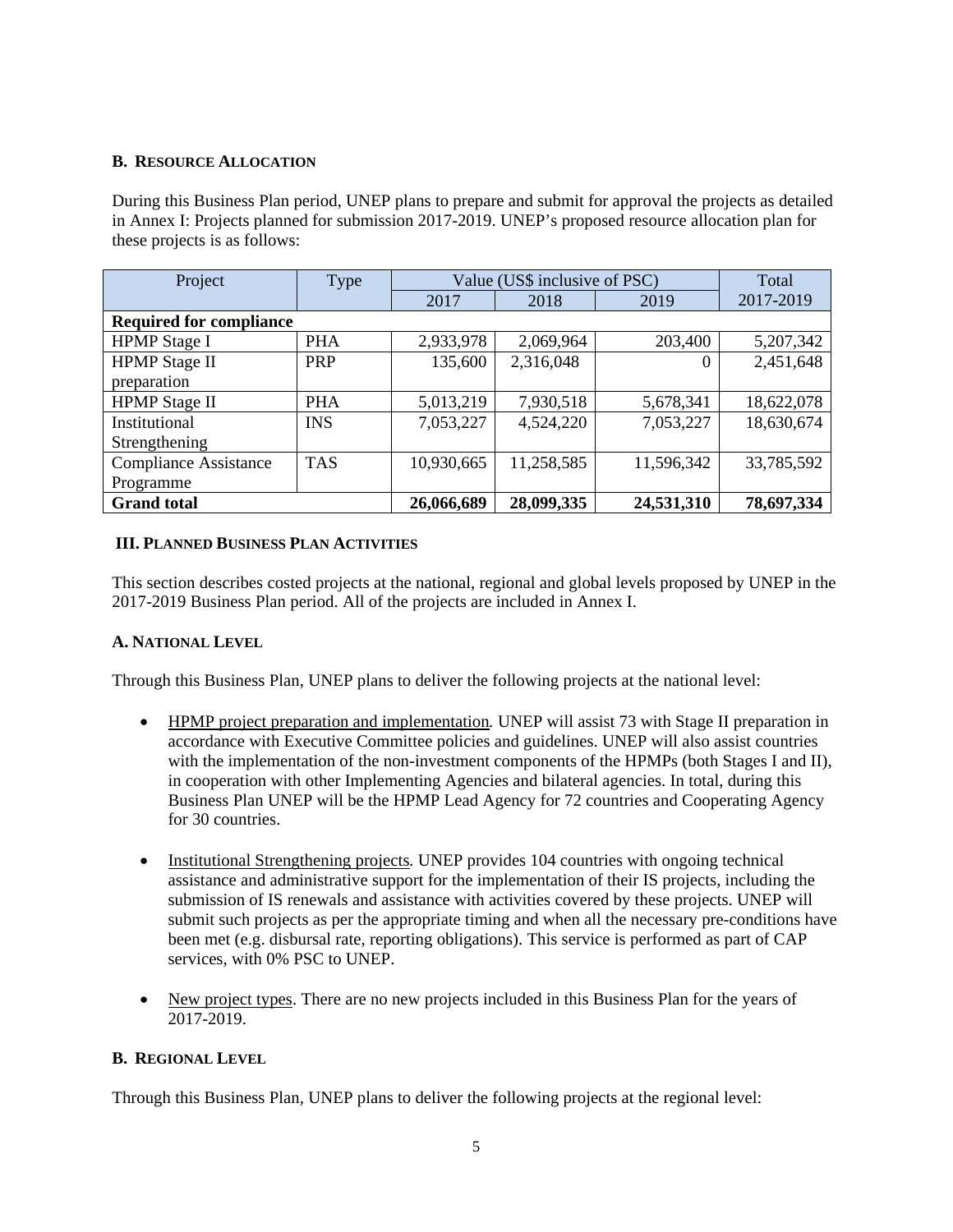### B. RESOURCE ALLOCATION

During this Business Plan period, UNEP plans to prepare and submit for approval the projects as detailed in Annex I: Projects planned for submission 2017-2019. UNEP's proposed resource allocation plan for these projects is as follows:

| Project | Type | Value (US$ inclusive of PSC) | | | Total |
|---|---|---|---|---|---|
| | | 2017 | 2018 | 2019 | 2017-2019 |
| **Required for compliance** | | | | | |
| HPMP Stage I | PHA | 2,933,978 | 2,069,964 | 203,400 | 5,207,342 |
| HPMP Stage II preparation | PRP | 135,600 | 2,316,048 | 0 | 2,451,648 |
| HPMP Stage II | PHA | 5,013,219 | 7,930,518 | 5,678,341 | 18,622,078 |
| Institutional Strengthening | INS | 7,053,227 | 4,524,220 | 7,053,227 | 18,630,674 |
| Compliance Assistance Programme | TAS | 10,930,665 | 11,258,585 | 11,596,342 | 33,785,592 |
| **Grand total** | | **26,066,689** | **28,099,335** | **24,531,310** | **78,697,334** |

## III. PLANNED BUSINESS PLAN ACTIVITIES

This section describes costed projects at the national, regional and global levels proposed by UNEP in the 2017-2019 Business Plan period. All of the projects are included in Annex I.

### A. NATIONAL LEVEL

Through this Business Plan, UNEP plans to deliver the following projects at the national level:

- HPMP project preparation and implementation*.* UNEP will assist 73 with Stage II preparation in accordance with Executive Committee policies and guidelines. UNEP will also assist countries with the implementation of the non-investment components of the HPMPs (both Stages I and II), in cooperation with other Implementing Agencies and bilateral agencies. In total, during this Business Plan UNEP will be the HPMP Lead Agency for 72 countries and Cooperating Agency for 30 countries.

- Institutional Strengthening projects*.* UNEP provides 104 countries with ongoing technical assistance and administrative support for the implementation of their IS projects, including the submission of IS renewals and assistance with activities covered by these projects. UNEP will submit such projects as per the appropriate timing and when all the necessary pre-conditions have been met (e.g. disbursal rate, reporting obligations). This service is performed as part of CAP services, with 0% PSC to UNEP.

- New project types. There are no new projects included in this Business Plan for the years of 2017-2019.

### B. REGIONAL LEVEL

Through this Business Plan, UNEP plans to deliver the following projects at the regional level: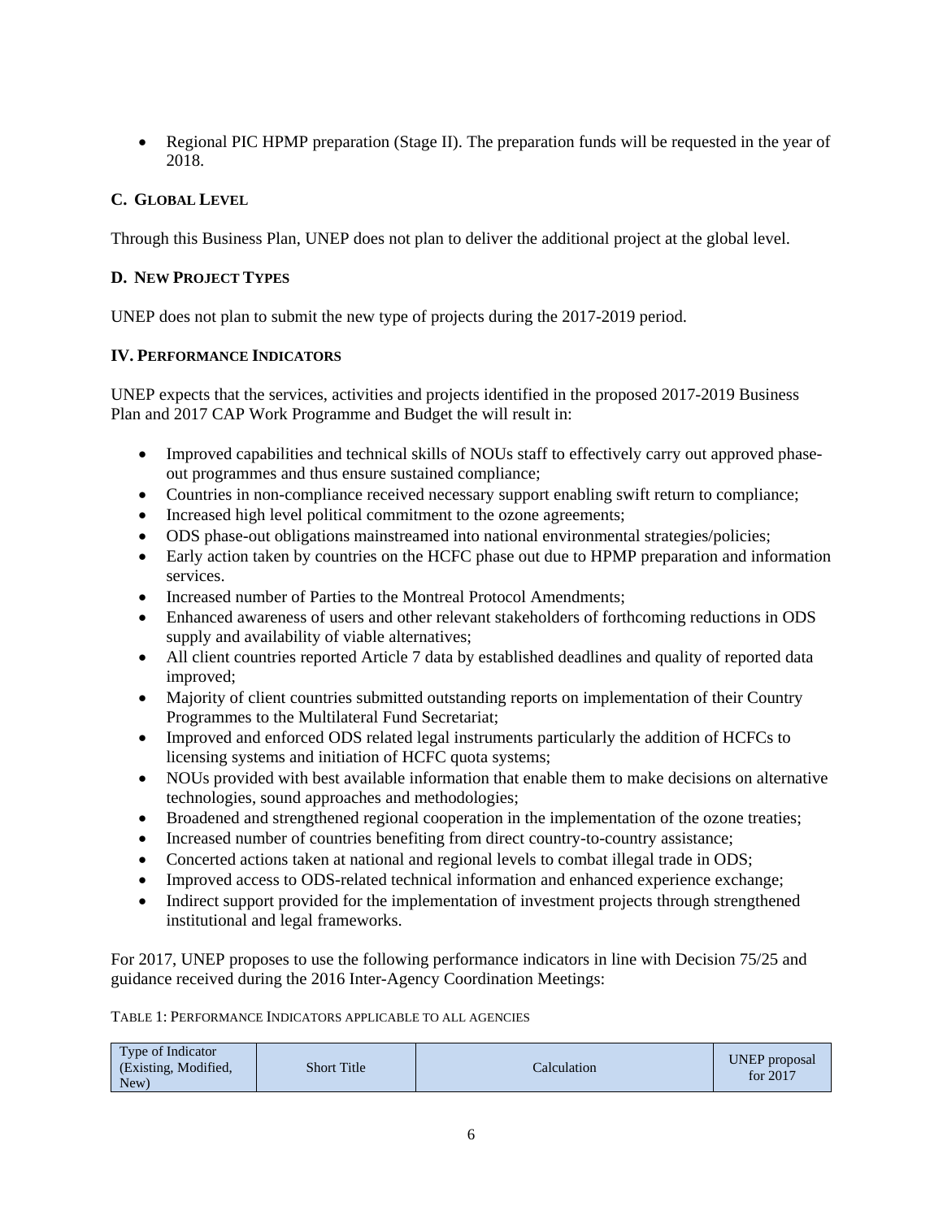- Regional PIC HPMP preparation (Stage II). The preparation funds will be requested in the year of 2018.

### C. Global Level

Through this Business Plan, UNEP does not plan to deliver the additional project at the global level.

### D. New Project Types

UNEP does not plan to submit the new type of projects during the 2017-2019 period.

## IV. Performance Indicators

UNEP expects that the services, activities and projects identified in the proposed 2017-2019 Business Plan and 2017 CAP Work Programme and Budget the will result in:

- Improved capabilities and technical skills of NOUs staff to effectively carry out approved phase-out programmes and thus ensure sustained compliance;
- Countries in non-compliance received necessary support enabling swift return to compliance;
- Increased high level political commitment to the ozone agreements;
- ODS phase-out obligations mainstreamed into national environmental strategies/policies;
- Early action taken by countries on the HCFC phase out due to HPMP preparation and information services.
- Increased number of Parties to the Montreal Protocol Amendments;
- Enhanced awareness of users and other relevant stakeholders of forthcoming reductions in ODS supply and availability of viable alternatives;
- All client countries reported Article 7 data by established deadlines and quality of reported data improved;
- Majority of client countries submitted outstanding reports on implementation of their Country Programmes to the Multilateral Fund Secretariat;
- Improved and enforced ODS related legal instruments particularly the addition of HCFCs to licensing systems and initiation of HCFC quota systems;
- NOUs provided with best available information that enable them to make decisions on alternative technologies, sound approaches and methodologies;
- Broadened and strengthened regional cooperation in the implementation of the ozone treaties;
- Increased number of countries benefiting from direct country-to-country assistance;
- Concerted actions taken at national and regional levels to combat illegal trade in ODS;
- Improved access to ODS-related technical information and enhanced experience exchange;
- Indirect support provided for the implementation of investment projects through strengthened institutional and legal frameworks.

For 2017, UNEP proposes to use the following performance indicators in line with Decision 75/25 and guidance received during the 2016 Inter-Agency Coordination Meetings:

TABLE 1: PERFORMANCE INDICATORS APPLICABLE TO ALL AGENCIES

| Type of Indicator (Existing, Modified, New) | Short Title | Calculation | UNEP proposal for 2017 |
|---|---|---|---|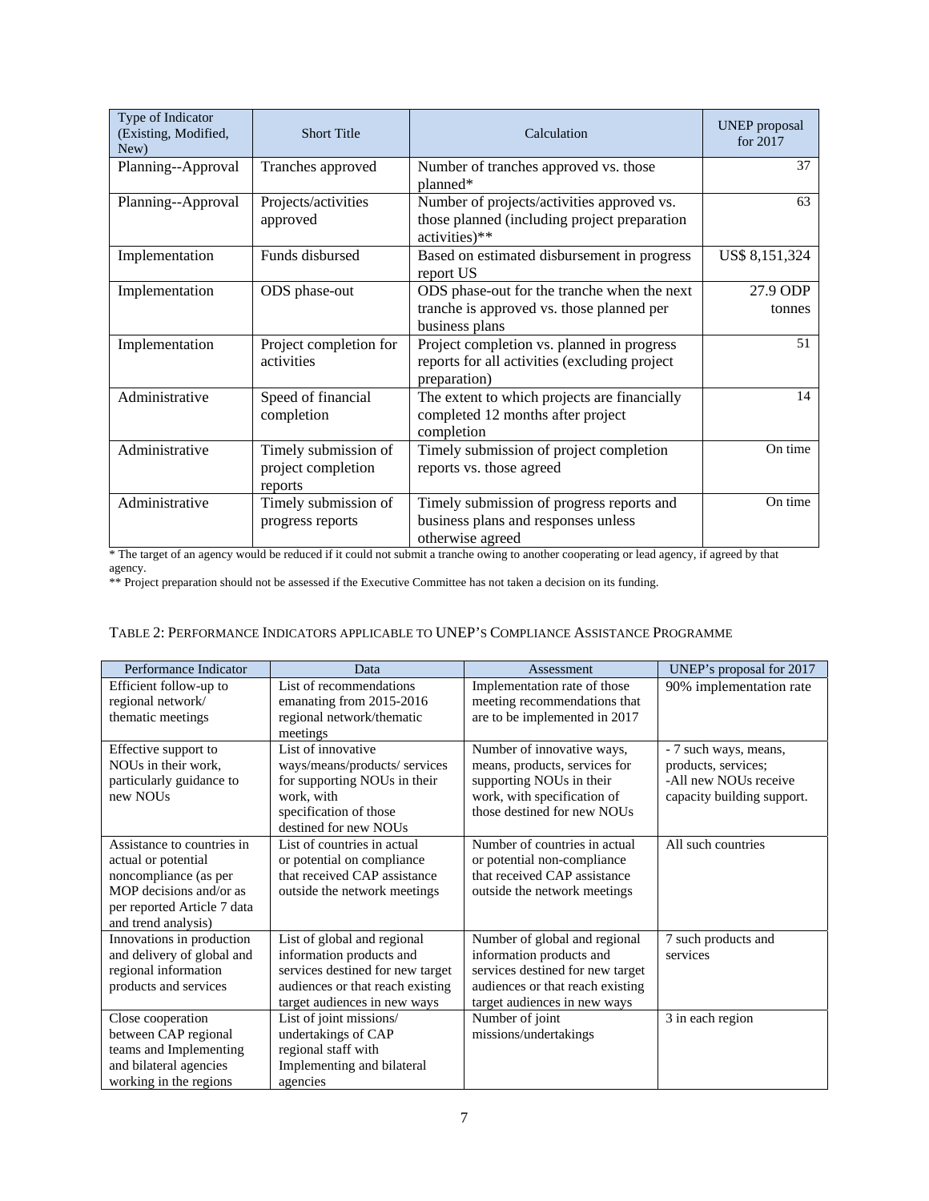| Type of Indicator (Existing, Modified, New) | Short Title | Calculation | UNEP proposal for 2017 |
|---|---|---|---|
| Planning--Approval | Tranches approved | Number of tranches approved vs. those planned* | 37 |
| Planning--Approval | Projects/activities approved | Number of projects/activities approved vs. those planned (including project preparation activities)** | 63 |
| Implementation | Funds disbursed | Based on estimated disbursement in progress report US | US$ 8,151,324 |
| Implementation | ODS phase-out | ODS phase-out for the tranche when the next tranche is approved vs. those planned per business plans | 27.9 ODP tonnes |
| Implementation | Project completion for activities | Project completion vs. planned in progress reports for all activities (excluding project preparation) | 51 |
| Administrative | Speed of financial completion | The extent to which projects are financially completed 12 months after project completion | 14 |
| Administrative | Timely submission of project completion reports | Timely submission of project completion reports vs. those agreed | On time |
| Administrative | Timely submission of progress reports | Timely submission of progress reports and business plans and responses unless otherwise agreed | On time |

* The target of an agency would be reduced if it could not submit a tranche owing to another cooperating or lead agency, if agreed by that agency.

** Project preparation should not be assessed if the Executive Committee has not taken a decision on its funding.

TABLE 2: PERFORMANCE INDICATORS APPLICABLE TO UNEP'S COMPLIANCE ASSISTANCE PROGRAMME

| Performance Indicator | Data | Assessment | UNEP's proposal for 2017 |
|---|---|---|---|
| Efficient follow-up to regional network/ thematic meetings | List of recommendations emanating from 2015-2016 regional network/thematic meetings | Implementation rate of those meeting recommendations that are to be implemented in 2017 | 90% implementation rate |
| Effective support to NOUs in their work, particularly guidance to new NOUs | List of innovative ways/means/products/ services for supporting NOUs in their work, with specification of those destined for new NOUs | Number of innovative ways, means, products, services for supporting NOUs in their work, with specification of those destined for new NOUs | - 7 such ways, means, products, services;<br>-All new NOUs receive capacity building support. |
| Assistance to countries in actual or potential noncompliance (as per MOP decisions and/or as per reported Article 7 data and trend analysis) | List of countries in actual or potential on compliance that received CAP assistance outside the network meetings | Number of countries in actual or potential non-compliance that received CAP assistance outside the network meetings | All such countries |
| Innovations in production and delivery of global and regional information products and services | List of global and regional information products and services destined for new target audiences or that reach existing target audiences in new ways | Number of global and regional information products and services destined for new target audiences or that reach existing target audiences in new ways | 7 such products and services |
| Close cooperation between CAP regional teams and Implementing and bilateral agencies working in the regions | List of joint missions/ undertakings of CAP regional staff with Implementing and bilateral agencies | Number of joint missions/undertakings | 3 in each region |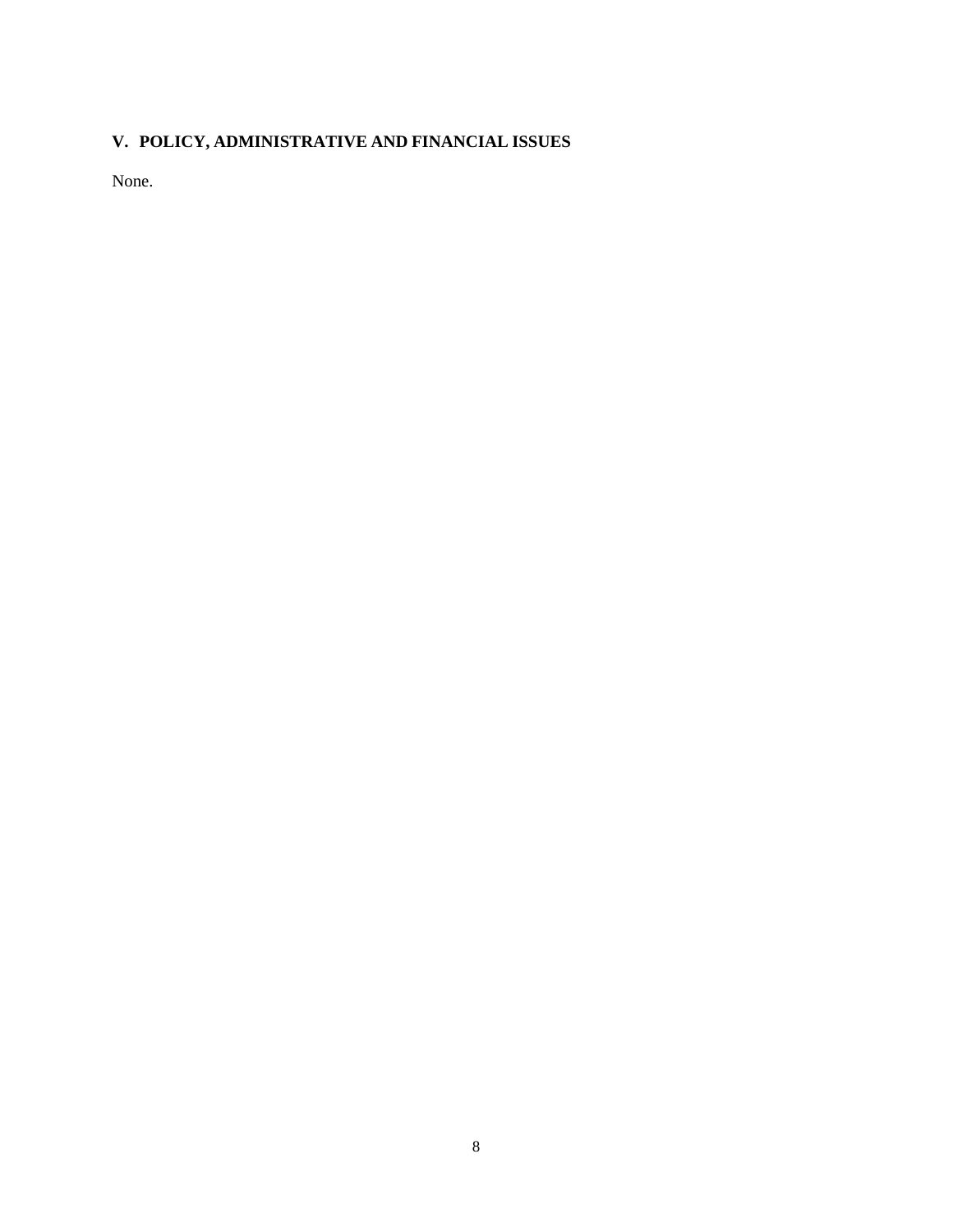## V. POLICY, ADMINISTRATIVE AND FINANCIAL ISSUES

None.